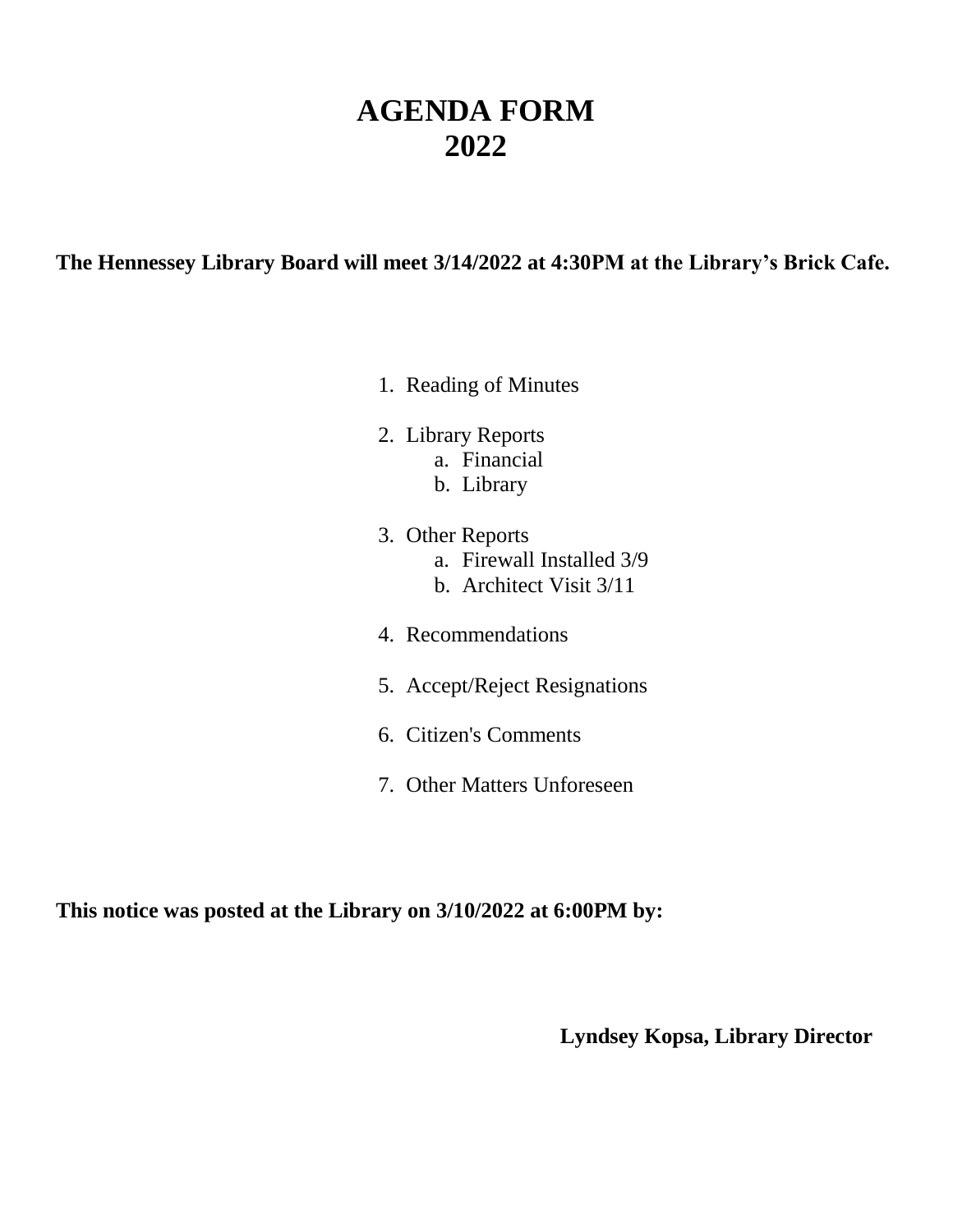# AGENDA FORM
# 2022

**The Hennessey Library Board will meet 3/14/2022 at 4:30PM at the Library's Brick Cafe.**

1. Reading of Minutes
2. Library Reports
   a. Financial
   b. Library
3. Other Reports
   a. Firewall Installed 3/9
   b. Architect Visit 3/11
4. Recommendations
5. Accept/Reject Resignations
6. Citizen's Comments
7. Other Matters Unforeseen

**This notice was posted at the Library on 3/10/2022 at 6:00PM by:**

**Lyndsey Kopsa, Library Director**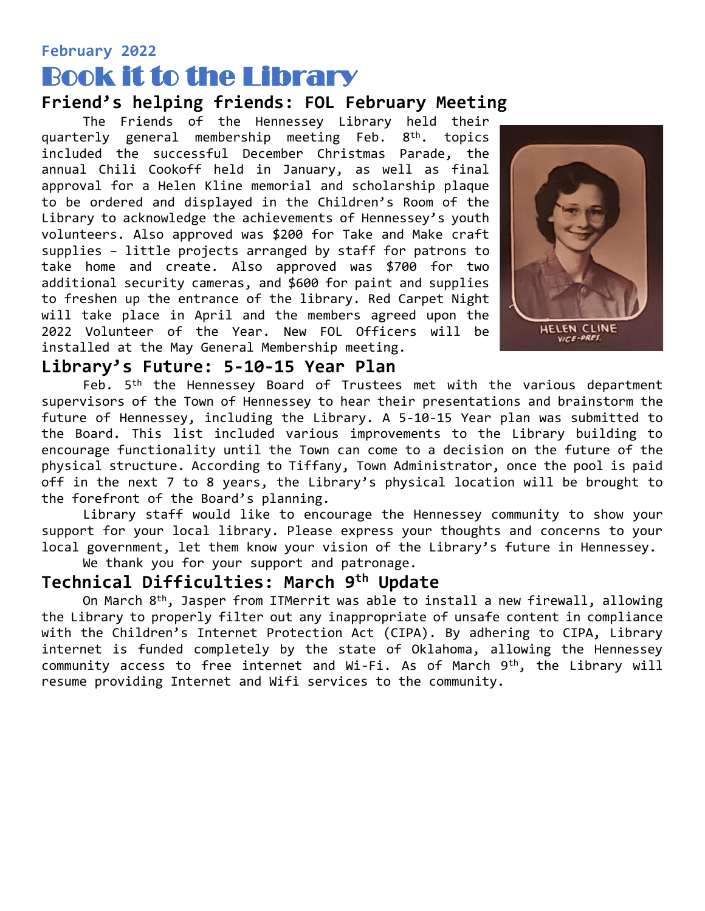February 2022

# Book it to the Library

## Friend's helping friends: FOL February Meeting

The Friends of the Hennessey Library held their quarterly general membership meeting Feb. 8th. topics included the successful December Christmas Parade, the annual Chili Cookoff held in January, as well as final approval for a Helen Kline memorial and scholarship plaque to be ordered and displayed in the Children's Room of the Library to acknowledge the achievements of Hennessey's youth volunteers. Also approved was $200 for Take and Make craft supplies – little projects arranged by staff for patrons to take home and create. Also approved was $700 for two additional security cameras, and $600 for paint and supplies to freshen up the entrance of the library. Red Carpet Night will take place in April and the members agreed upon the 2022 Volunteer of the Year. New FOL Officers will be installed at the May General Membership meeting.

HELEN CLINE
VICE-PRES.

## Library's Future: 5-10-15 Year Plan

Feb. 5th the Hennessey Board of Trustees met with the various department supervisors of the Town of Hennessey to hear their presentations and brainstorm the future of Hennessey, including the Library. A 5-10-15 Year plan was submitted to the Board. This list included various improvements to the Library building to encourage functionality until the Town can come to a decision on the future of the physical structure. According to Tiffany, Town Administrator, once the pool is paid off in the next 7 to 8 years, the Library's physical location will be brought to the forefront of the Board's planning.

Library staff would like to encourage the Hennessey community to show your support for your local library. Please express your thoughts and concerns to your local government, let them know your vision of the Library's future in Hennessey.

We thank you for your support and patronage.

## Technical Difficulties: March 9th Update

On March 8th, Jasper from ITMerrit was able to install a new firewall, allowing the Library to properly filter out any inappropriate of unsafe content in compliance with the Children's Internet Protection Act (CIPA). By adhering to CIPA, Library internet is funded completely by the state of Oklahoma, allowing the Hennessey community access to free internet and Wi-Fi. As of March 9th, the Library will resume providing Internet and Wifi services to the community.